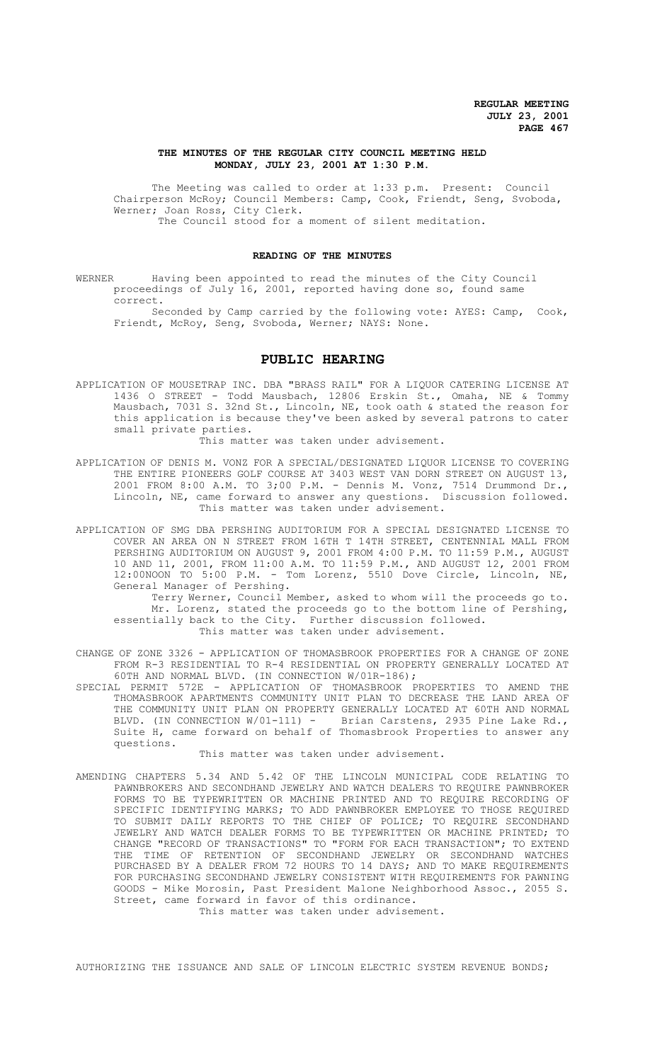# THE MINUTES OF THE REGULAR CITY COUNCIL MEETING HELD MONDAY, JULY 23, 2001 AT 1:30 P.M.

The Meeting was called to order at 1:33 p.m. Present: Council Chairperson McRoy; Council Members: Camp, Cook, Friendt, Seng, Svoboda, Werner; Joan Ross, City Clerk.

The Council stood for a moment of silent meditation.

## READING OF THE MINUTES

WERNER Having been appointed to read the minutes of the City Council proceedings of July 16, 2001, reported having done so, found same correct.

Seconded by Camp carried by the following vote: AYES: Camp, Cook, Friendt, McRoy, Seng, Svoboda, Werner; NAYS: None.

## PUBLIC HEARING

APPLICATION OF MOUSETRAP INC. DBA "BRASS RAIL" FOR A LIQUOR CATERING LICENSE AT 1436 O STREET - Todd Mausbach, 12806 Erskin St., Omaha, NE & Tommy Mausbach, 7031 S. 32nd St., Lincoln, NE, took oath & stated the reason for this application is because they've been asked by several patrons to cater small private parties.

This matter was taken under advisement.

APPLICATION OF DENIS M. VONZ FOR A SPECIAL/DESIGNATED LIQUOR LICENSE TO COVERING THE ENTIRE PIONEERS GOLF COURSE AT 3403 WEST VAN DORN STREET ON AUGUST 13, 2001 FROM 8:00 A.M. TO 3;00 P.M. - Dennis M. Vonz, 7514 Drummond Dr., Lincoln, NE, came forward to answer any questions. Discussion followed.

This matter was taken under advisement.

APPLICATION OF SMG DBA PERSHING AUDITORIUM FOR A SPECIAL DESIGNATED LICENSE TO COVER AN AREA ON N STREET FROM 16TH T 14TH STREET, CENTENNIAL MALL FROM PERSHING AUDITORIUM ON AUGUST 9, 2001 FROM 4:00 P.M. TO 11:59 P.M., AUGUST 10 AND 11, 2001, FROM 11:00 A.M. TO 11:59 P.M., AND AUGUST 12, 2001 FROM 12:00NOON TO 5:00 P.M. - Tom Lorenz, 5510 Dove Circle, Lincoln, NE, General Manager of Pershing.

Terry Werner, Council Member, asked to whom will the proceeds go to.

Mr. Lorenz, stated the proceeds go to the bottom line of Pershing, essentially back to the City. Further discussion followed.

This matter was taken under advisement.

CHANGE OF ZONE 3326 - APPLICATION OF THOMASBROOK PROPERTIES FOR A CHANGE OF ZONE FROM R-3 RESIDENTIAL TO R-4 RESIDENTIAL ON PROPERTY GENERALLY LOCATED AT 60TH AND NORMAL BLVD. (IN CONNECTION W/01R-186);

SPECIAL PERMIT 572E - APPLICATION OF THOMASBROOK PROPERTIES TO AMEND THE THOMASBROOK APARTMENTS COMMUNITY UNIT PLAN TO DECREASE THE LAND AREA OF THE COMMUNITY UNIT PLAN ON PROPERTY GENERALLY LOCATED AT 60TH AND NORMAL BLVD. (IN CONNECTION W/01-111) - Brian Carstens, 2935 Pine Lake Rd., Suite H, came forward on behalf of Thomasbrook Properties to answer any questions.

This matter was taken under advisement.

AMENDING CHAPTERS 5.34 AND 5.42 OF THE LINCOLN MUNICIPAL CODE RELATING TO PAWNBROKERS AND SECONDHAND JEWELRY AND WATCH DEALERS TO REQUIRE PAWNBROKER FORMS TO BE TYPEWRITTEN OR MACHINE PRINTED AND TO REQUIRE RECORDING OF SPECIFIC IDENTIFYING MARKS; TO ADD PAWNBROKER EMPLOYEE TO THOSE REQUIRED TO SUBMIT DAILY REPORTS TO THE CHIEF OF POLICE; TO REQUIRE SECONDHAND JEWELRY AND WATCH DEALER FORMS TO BE TYPEWRITTEN OR MACHINE PRINTED; TO CHANGE "RECORD OF TRANSACTIONS" TO "FORM FOR EACH TRANSACTION"; TO EXTEND THE TIME OF RETENTION OF SECONDHAND JEWELRY OR SECONDHAND WATCHES PURCHASED BY A DEALER FROM 72 HOURS TO 14 DAYS; AND TO MAKE REQUIREMENTS FOR PURCHASING SECONDHAND JEWELRY CONSISTENT WITH REQUIREMENTS FOR PAWNING GOODS - Mike Morosin, Past President Malone Neighborhood Assoc., 2055 S. Street, came forward in favor of this ordinance.

This matter was taken under advisement.

AUTHORIZING THE ISSUANCE AND SALE OF LINCOLN ELECTRIC SYSTEM REVENUE BONDS;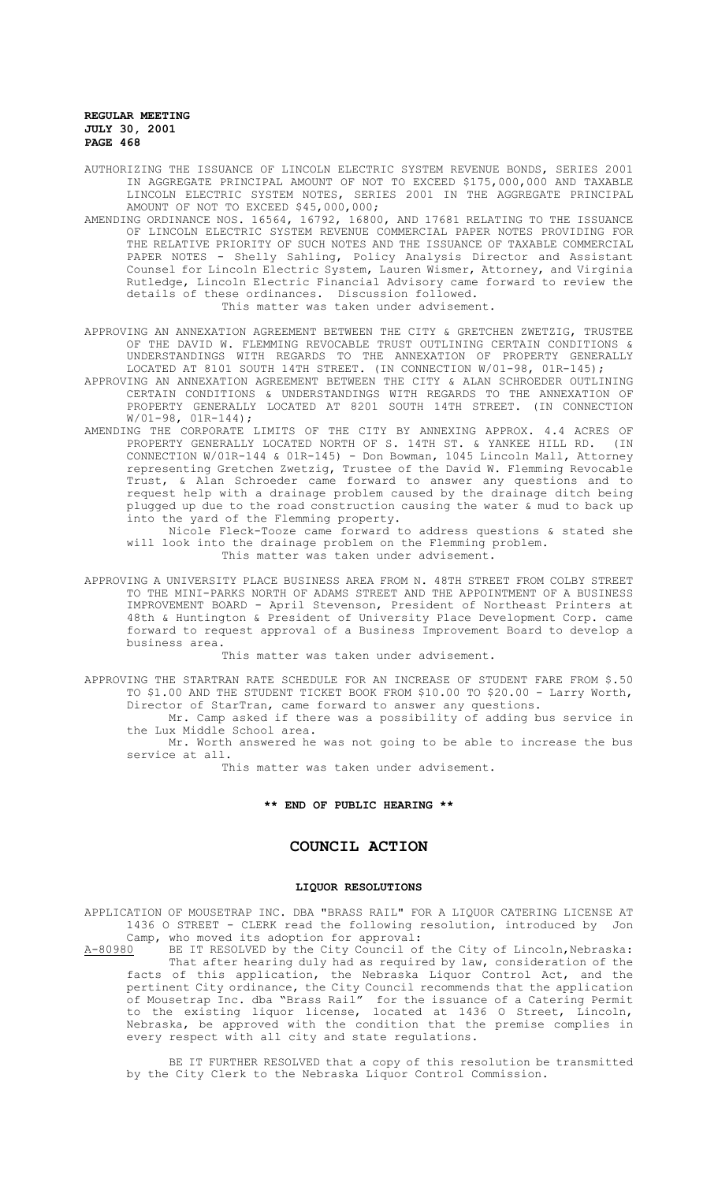AUTHORIZING THE ISSUANCE OF LINCOLN ELECTRIC SYSTEM REVENUE BONDS, SERIES 2001 IN AGGREGATE PRINCIPAL AMOUNT OF NOT TO EXCEED $175,000,000 AND TAXABLE LINCOLN ELECTRIC SYSTEM NOTES, SERIES 2001 IN THE AGGREGATE PRINCIPAL AMOUNT OF NOT TO EXCEED $45,000,000;

AMENDING ORDINANCE NOS. 16564, 16792, 16800, AND 17681 RELATING TO THE ISSUANCE OF LINCOLN ELECTRIC SYSTEM REVENUE COMMERCIAL PAPER NOTES PROVIDING FOR THE RELATIVE PRIORITY OF SUCH NOTES AND THE ISSUANCE OF TAXABLE COMMERCIAL PAPER NOTES - Shelly Sahling, Policy Analysis Director and Assistant Counsel for Lincoln Electric System, Lauren Wismer, Attorney, and Virginia Rutledge, Lincoln Electric Financial Advisory came forward to review the details of these ordinances. Discussion followed.

This matter was taken under advisement.

APPROVING AN ANNEXATION AGREEMENT BETWEEN THE CITY & GRETCHEN ZWETZIG, TRUSTEE OF THE DAVID W. FLEMMING REVOCABLE TRUST OUTLINING CERTAIN CONDITIONS & UNDERSTANDINGS WITH REGARDS TO THE ANNEXATION OF PROPERTY GENERALLY LOCATED AT 8101 SOUTH 14TH STREET. (IN CONNECTION W/01-98, 01R-145);

APPROVING AN ANNEXATION AGREEMENT BETWEEN THE CITY & ALAN SCHROEDER OUTLINING CERTAIN CONDITIONS & UNDERSTANDINGS WITH REGARDS TO THE ANNEXATION OF PROPERTY GENERALLY LOCATED AT 8201 SOUTH 14TH STREET. (IN CONNECTION W/01-98, 01R-144);

AMENDING THE CORPORATE LIMITS OF THE CITY BY ANNEXING APPROX. 4.4 ACRES OF PROPERTY GENERALLY LOCATED NORTH OF S. 14TH ST. & YANKEE HILL RD. (IN CONNECTION W/01R-144 & 01R-145) - Don Bowman, 1045 Lincoln Mall, Attorney representing Gretchen Zwetzig, Trustee of the David W. Flemming Revocable Trust, & Alan Schroeder came forward to answer any questions and to request help with a drainage problem caused by the drainage ditch being plugged up due to the road construction causing the water & mud to back up into the yard of the Flemming property.

Nicole Fleck-Tooze came forward to address questions & stated she will look into the drainage problem on the Flemming problem.

This matter was taken under advisement.

APPROVING A UNIVERSITY PLACE BUSINESS AREA FROM N. 48TH STREET FROM COLBY STREET TO THE MINI-PARKS NORTH OF ADAMS STREET AND THE APPOINTMENT OF A BUSINESS IMPROVEMENT BOARD - April Stevenson, President of Northeast Printers at 48th & Huntington & President of University Place Development Corp. came forward to request approval of a Business Improvement Board to develop a business area.

This matter was taken under advisement.

APPROVING THE STARTRAN RATE SCHEDULE FOR AN INCREASE OF STUDENT FARE FROM $.50 TO $1.00 AND THE STUDENT TICKET BOOK FROM $10.00 TO $20.00 - Larry Worth, Director of StarTran, came forward to answer any questions.

Mr. Camp asked if there was a possibility of adding bus service in the Lux Middle School area.

Mr. Worth answered he was not going to be able to increase the bus service at all.

This matter was taken under advisement.

**\*\* END OF PUBLIC HEARING \*\***

# COUNCIL ACTION

## LIQUOR RESOLUTIONS

APPLICATION OF MOUSETRAP INC. DBA "BRASS RAIL" FOR A LIQUOR CATERING LICENSE AT 1436 O STREET - CLERK read the following resolution, introduced by Jon Camp, who moved its adoption for approval:

A-80980 BE IT RESOLVED by the City Council of the City of Lincoln,Nebraska:

That after hearing duly had as required by law, consideration of the facts of this application, the Nebraska Liquor Control Act, and the pertinent City ordinance, the City Council recommends that the application of Mousetrap Inc. dba "Brass Rail" for the issuance of a Catering Permit to the existing liquor license, located at 1436 O Street, Lincoln, Nebraska, be approved with the condition that the premise complies in every respect with all city and state regulations.

BE IT FURTHER RESOLVED that a copy of this resolution be transmitted by the City Clerk to the Nebraska Liquor Control Commission.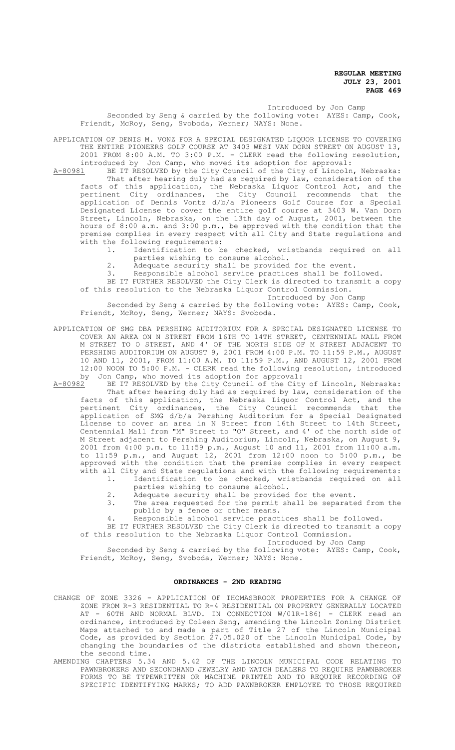Introduced by Jon Camp

Seconded by Seng & carried by the following vote: AYES: Camp, Cook, Friendt, McRoy, Seng, Svoboda, Werner; NAYS: None.

APPLICATION OF DENIS M. VONZ FOR A SPECIAL DESIGNATED LIQUOR LICENSE TO COVERING THE ENTIRE PIONEERS GOLF COURSE AT 3403 WEST VAN DORN STREET ON AUGUST 13, 2001 FROM 8:00 A.M. TO 3:00 P.M. - CLERK read the following resolution, introduced by Jon Camp, who moved its adoption for approval:

A-80981 BE IT RESOLVED by the City Council of the City of Lincoln, Nebraska:

That after hearing duly had as required by law, consideration of the facts of this application, the Nebraska Liquor Control Act, and the pertinent City ordinances, the City Council recommends that the application of Dennis Vontz d/b/a Pioneers Golf Course for a Special Designated License to cover the entire golf course at 3403 W. Van Dorn Street, Lincoln, Nebraska, on the 13th day of August, 2001, between the hours of 8:00 a.m. and 3:00 p.m., be approved with the condition that the premise complies in every respect with all City and State regulations and with the following requirements:

1. Identification to be checked, wristbands required on all parties wishing to consume alcohol.
2. Adequate security shall be provided for the event.
3. Responsible alcohol service practices shall be followed.

BE IT FURTHER RESOLVED the City Clerk is directed to transmit a copy of this resolution to the Nebraska Liquor Control Commission.

Introduced by Jon Camp

Seconded by Seng & carried by the following vote: AYES: Camp, Cook, Friendt, McRoy, Seng, Werner; NAYS: Svoboda.

APPLICATION OF SMG DBA PERSHING AUDITORIUM FOR A SPECIAL DESIGNATED LICENSE TO COVER AN AREA ON N STREET FROM 16TH TO 14TH STREET, CENTENNIAL MALL FROM M STREET TO O STREET, AND 4' OF THE NORTH SIDE OF M STREET ADJACENT TO PERSHING AUDITORIUM ON AUGUST 9, 2001 FROM 4:00 P.M. TO 11:59 P.M., AUGUST 10 AND 11, 2001, FROM 11:00 A.M. TO 11:59 P.M., AND AUGUST 12, 2001 FROM 12:00 NOON TO 5:00 P.M. - CLERK read the following resolution, introduced by Jon Camp, who moved its adoption for approval:

A-80982 BE IT RESOLVED by the City Council of the City of Lincoln, Nebraska:

That after hearing duly had as required by law, consideration of the facts of this application, the Nebraska Liquor Control Act, and the pertinent City ordinances, the City Council recommends that the application of SMG d/b/a Pershing Auditorium for a Special Designated License to cover an area in N Street from 16th Street to 14th Street, Centennial Mall from "M" Street to "O" Street, and 4' of the north side of M Street adjacent to Pershing Auditorium, Lincoln, Nebraska, on August 9, 2001 from 4:00 p.m. to 11:59 p.m., August 10 and 11, 2001 from 11:00 a.m. to 11:59 p.m., and August 12, 2001 from 12:00 noon to 5:00 p.m., be approved with the condition that the premise complies in every respect with all City and State regulations and with the following requirements:

1. Identification to be checked, wristbands required on all parties wishing to consume alcohol.
2. Adequate security shall be provided for the event.
3. The area requested for the permit shall be separated from the public by a fence or other means.
4. Responsible alcohol service practices shall be followed.

BE IT FURTHER RESOLVED the City Clerk is directed to transmit a copy of this resolution to the Nebraska Liquor Control Commission.

Introduced by Jon Camp

Seconded by Seng & carried by the following vote: AYES: Camp, Cook, Friendt, McRoy, Seng, Svoboda, Werner; NAYS: None.

## ORDINANCES - 2ND READING

CHANGE OF ZONE 3326 - APPLICATION OF THOMASBROOK PROPERTIES FOR A CHANGE OF ZONE FROM R-3 RESIDENTIAL TO R-4 RESIDENTIAL ON PROPERTY GENERALLY LOCATED AT - 60TH AND NORMAL BLVD. IN CONNECTION W/01R-186) - CLERK read an ordinance, introduced by Coleen Seng, amending the Lincoln Zoning District Maps attached to and made a part of Title 27 of the Lincoln Municipal Code, as provided by Section 27.05.020 of the Lincoln Municipal Code, by changing the boundaries of the districts established and shown thereon, the second time.

AMENDING CHAPTERS 5.34 AND 5.42 OF THE LINCOLN MUNICIPAL CODE RELATING TO PAWNBROKERS AND SECONDHAND JEWELRY AND WATCH DEALERS TO REQUIRE PAWNBROKER FORMS TO BE TYPEWRITTEN OR MACHINE PRINTED AND TO REQUIRE RECORDING OF SPECIFIC IDENTIFYING MARKS; TO ADD PAWNBROKER EMPLOYEE TO THOSE REQUIRED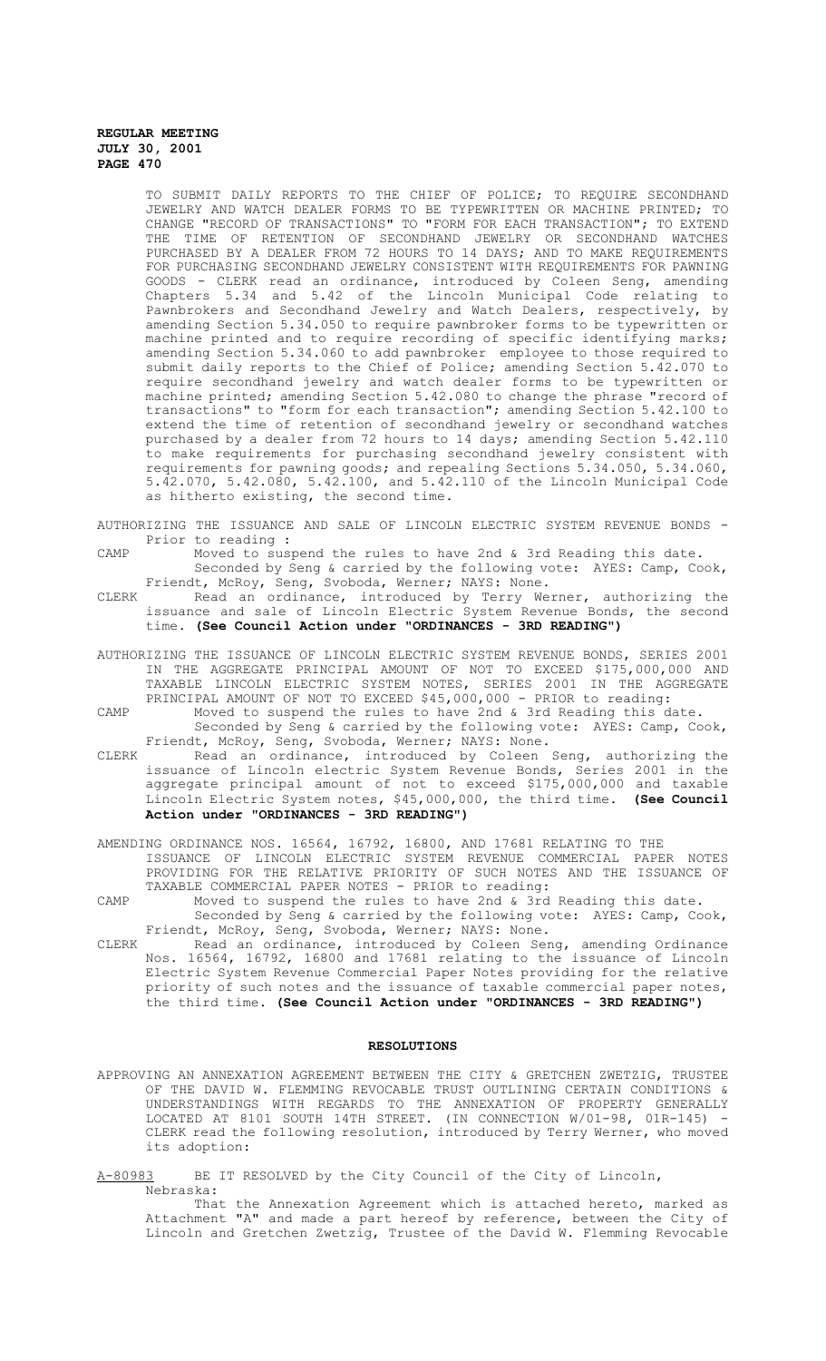TO SUBMIT DAILY REPORTS TO THE CHIEF OF POLICE; TO REQUIRE SECONDHAND JEWELRY AND WATCH DEALER FORMS TO BE TYPEWRITTEN OR MACHINE PRINTED; TO CHANGE "RECORD OF TRANSACTIONS" TO "FORM FOR EACH TRANSACTION"; TO EXTEND THE TIME OF RETENTION OF SECONDHAND JEWELRY OR SECONDHAND WATCHES PURCHASED BY A DEALER FROM 72 HOURS TO 14 DAYS; AND TO MAKE REQUIREMENTS FOR PURCHASING SECONDHAND JEWELRY CONSISTENT WITH REQUIREMENTS FOR PAWNING GOODS - CLERK read an ordinance, introduced by Coleen Seng, amending Chapters 5.34 and 5.42 of the Lincoln Municipal Code relating to Pawnbrokers and Secondhand Jewelry and Watch Dealers, respectively, by amending Section 5.34.050 to require pawnbroker forms to be typewritten or machine printed and to require recording of specific identifying marks; amending Section 5.34.060 to add pawnbroker employee to those required to submit daily reports to the Chief of Police; amending Section 5.42.070 to require secondhand jewelry and watch dealer forms to be typewritten or machine printed; amending Section 5.42.080 to change the phrase "record of transactions" to "form for each transaction"; amending Section 5.42.100 to extend the time of retention of secondhand jewelry or secondhand watches purchased by a dealer from 72 hours to 14 days; amending Section 5.42.110 to make requirements for purchasing secondhand jewelry consistent with requirements for pawning goods; and repealing Sections 5.34.050, 5.34.060, 5.42.070, 5.42.080, 5.42.100, and 5.42.110 of the Lincoln Municipal Code as hitherto existing, the second time.

AUTHORIZING THE ISSUANCE AND SALE OF LINCOLN ELECTRIC SYSTEM REVENUE BONDS - Prior to reading :

CAMP Moved to suspend the rules to have 2nd & 3rd Reading this date.
Seconded by Seng & carried by the following vote: AYES: Camp, Cook, Friendt, McRoy, Seng, Svoboda, Werner; NAYS: None.

CLERK Read an ordinance, introduced by Terry Werner, authorizing the issuance and sale of Lincoln Electric System Revenue Bonds, the second time. **(See Council Action under "ORDINANCES - 3RD READING")**

AUTHORIZING THE ISSUANCE OF LINCOLN ELECTRIC SYSTEM REVENUE BONDS, SERIES 2001 IN THE AGGREGATE PRINCIPAL AMOUNT OF NOT TO EXCEED $175,000,000 AND TAXABLE LINCOLN ELECTRIC SYSTEM NOTES, SERIES 2001 IN THE AGGREGATE PRINCIPAL AMOUNT OF NOT TO EXCEED $45,000,000 - PRIOR to reading:

CAMP Moved to suspend the rules to have 2nd & 3rd Reading this date.
Seconded by Seng & carried by the following vote: AYES: Camp, Cook, Friendt, McRoy, Seng, Svoboda, Werner; NAYS: None.

CLERK Read an ordinance, introduced by Coleen Seng, authorizing the issuance of Lincoln electric System Revenue Bonds, Series 2001 in the aggregate principal amount of not to exceed $175,000,000 and taxable Lincoln Electric System notes, $45,000,000, the third time. **(See Council Action under "ORDINANCES - 3RD READING")**

AMENDING ORDINANCE NOS. 16564, 16792, 16800, AND 17681 RELATING TO THE ISSUANCE OF LINCOLN ELECTRIC SYSTEM REVENUE COMMERCIAL PAPER NOTES PROVIDING FOR THE RELATIVE PRIORITY OF SUCH NOTES AND THE ISSUANCE OF TAXABLE COMMERCIAL PAPER NOTES - PRIOR to reading:

CAMP Moved to suspend the rules to have 2nd & 3rd Reading this date.
Seconded by Seng & carried by the following vote: AYES: Camp, Cook, Friendt, McRoy, Seng, Svoboda, Werner; NAYS: None.

CLERK Read an ordinance, introduced by Coleen Seng, amending Ordinance Nos. 16564, 16792, 16800 and 17681 relating to the issuance of Lincoln Electric System Revenue Commercial Paper Notes providing for the relative priority of such notes and the issuance of taxable commercial paper notes, the third time. **(See Council Action under "ORDINANCES - 3RD READING")**

## RESOLUTIONS

APPROVING AN ANNEXATION AGREEMENT BETWEEN THE CITY & GRETCHEN ZWETZIG, TRUSTEE OF THE DAVID W. FLEMMING REVOCABLE TRUST OUTLINING CERTAIN CONDITIONS & UNDERSTANDINGS WITH REGARDS TO THE ANNEXATION OF PROPERTY GENERALLY LOCATED AT 8101 SOUTH 14TH STREET. (IN CONNECTION W/01-98, 01R-145) - CLERK read the following resolution, introduced by Terry Werner, who moved its adoption:

A-80983 BE IT RESOLVED by the City Council of the City of Lincoln, Nebraska:

That the Annexation Agreement which is attached hereto, marked as Attachment "A" and made a part hereof by reference, between the City of Lincoln and Gretchen Zwetzig, Trustee of the David W. Flemming Revocable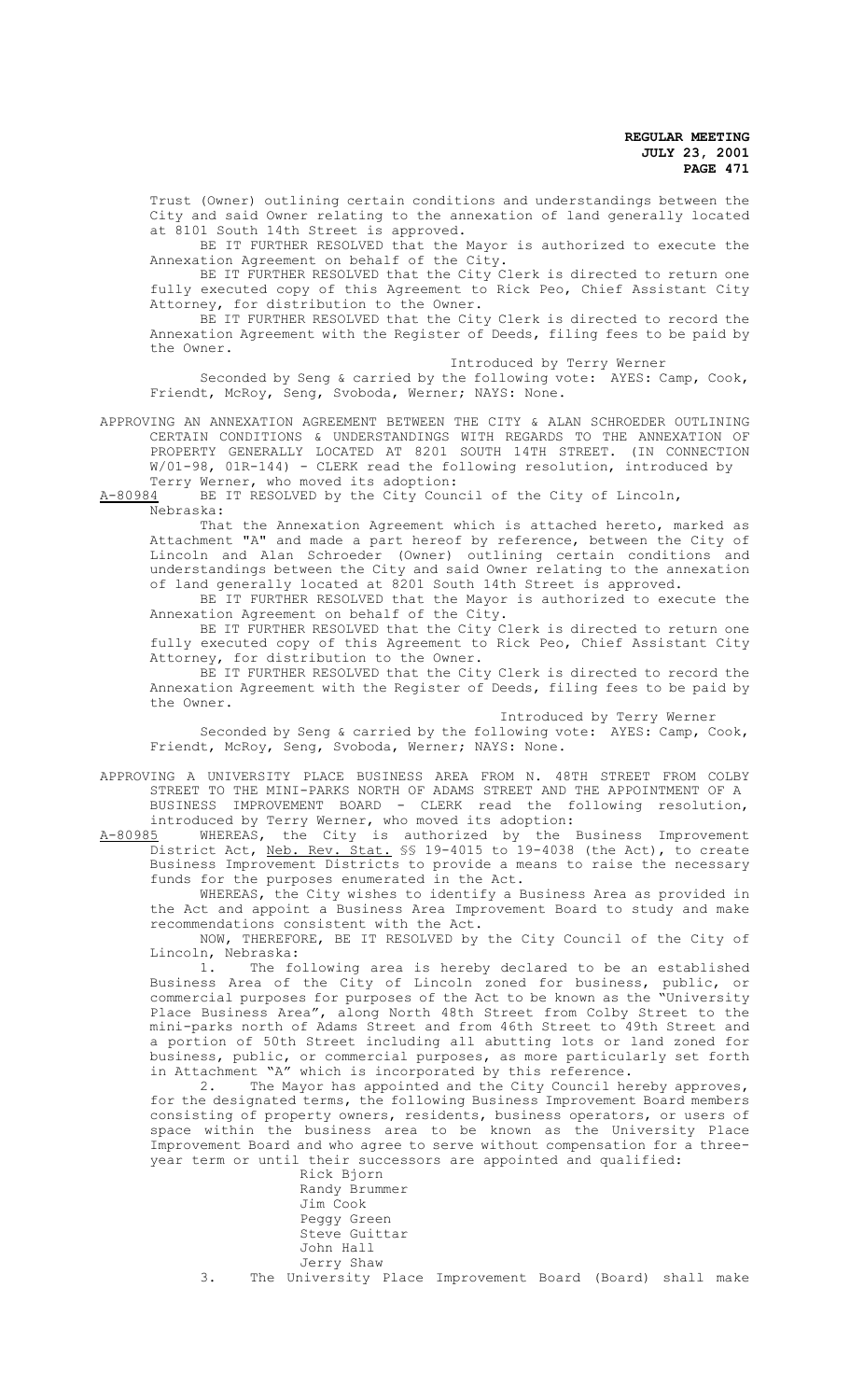Trust (Owner) outlining certain conditions and understandings between the City and said Owner relating to the annexation of land generally located at 8101 South 14th Street is approved.

BE IT FURTHER RESOLVED that the Mayor is authorized to execute the Annexation Agreement on behalf of the City.

BE IT FURTHER RESOLVED that the City Clerk is directed to return one fully executed copy of this Agreement to Rick Peo, Chief Assistant City Attorney, for distribution to the Owner.

BE IT FURTHER RESOLVED that the City Clerk is directed to record the Annexation Agreement with the Register of Deeds, filing fees to be paid by the Owner.

Introduced by Terry Werner

Seconded by Seng & carried by the following vote: AYES: Camp, Cook, Friendt, McRoy, Seng, Svoboda, Werner; NAYS: None.

APPROVING AN ANNEXATION AGREEMENT BETWEEN THE CITY & ALAN SCHROEDER OUTLINING CERTAIN CONDITIONS & UNDERSTANDINGS WITH REGARDS TO THE ANNEXATION OF PROPERTY GENERALLY LOCATED AT 8201 SOUTH 14TH STREET. (IN CONNECTION W/01-98, 01R-144) - CLERK read the following resolution, introduced by Terry Werner, who moved its adoption:

A-80984 BE IT RESOLVED by the City Council of the City of Lincoln, Nebraska:

That the Annexation Agreement which is attached hereto, marked as Attachment "A" and made a part hereof by reference, between the City of Lincoln and Alan Schroeder (Owner) outlining certain conditions and understandings between the City and said Owner relating to the annexation of land generally located at 8201 South 14th Street is approved.

BE IT FURTHER RESOLVED that the Mayor is authorized to execute the Annexation Agreement on behalf of the City.

BE IT FURTHER RESOLVED that the City Clerk is directed to return one fully executed copy of this Agreement to Rick Peo, Chief Assistant City Attorney, for distribution to the Owner.

BE IT FURTHER RESOLVED that the City Clerk is directed to record the Annexation Agreement with the Register of Deeds, filing fees to be paid by the Owner.

Introduced by Terry Werner

Seconded by Seng & carried by the following vote: AYES: Camp, Cook, Friendt, McRoy, Seng, Svoboda, Werner; NAYS: None.

APPROVING A UNIVERSITY PLACE BUSINESS AREA FROM N. 48TH STREET FROM COLBY STREET TO THE MINI-PARKS NORTH OF ADAMS STREET AND THE APPOINTMENT OF A BUSINESS IMPROVEMENT BOARD - CLERK read the following resolution, introduced by Terry Werner, who moved its adoption:

A-80985 WHEREAS, the City is authorized by the Business Improvement District Act, Neb. Rev. Stat. §§ 19-4015 to 19-4038 (the Act), to create Business Improvement Districts to provide a means to raise the necessary funds for the purposes enumerated in the Act.

WHEREAS, the City wishes to identify a Business Area as provided in the Act and appoint a Business Area Improvement Board to study and make recommendations consistent with the Act.

NOW, THEREFORE, BE IT RESOLVED by the City Council of the City of Lincoln, Nebraska:

1. The following area is hereby declared to be an established Business Area of the City of Lincoln zoned for business, public, or commercial purposes for purposes of the Act to be known as the "University Place Business Area", along North 48th Street from Colby Street to the mini-parks north of Adams Street and from 46th Street to 49th Street and a portion of 50th Street including all abutting lots or land zoned for business, public, or commercial purposes, as more particularly set forth in Attachment "A" which is incorporated by this reference.

2. The Mayor has appointed and the City Council hereby approves, for the designated terms, the following Business Improvement Board members consisting of property owners, residents, business operators, or users of space within the business area to be known as the University Place Improvement Board and who agree to serve without compensation for a three-year term or until their successors are appointed and qualified:

Rick Bjorn
Randy Brummer
Jim Cook
Peggy Green
Steve Guittar
John Hall
Jerry Shaw

3. The University Place Improvement Board (Board) shall make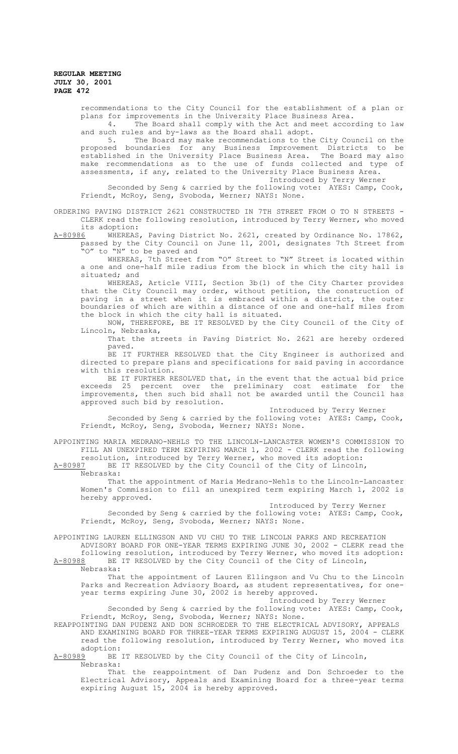recommendations to the City Council for the establishment of a plan or plans for improvements in the University Place Business Area.

4. The Board shall comply with the Act and meet according to law and such rules and by-laws as the Board shall adopt.

5. The Board may make recommendations to the City Council on the proposed boundaries for any Business Improvement Districts to be established in the University Place Business Area. The Board may also make recommendations as to the use of funds collected and type of assessments, if any, related to the University Place Business Area.

Introduced by Terry Werner

Seconded by Seng & carried by the following vote: AYES: Camp, Cook, Friendt, McRoy, Seng, Svoboda, Werner; NAYS: None.

ORDERING PAVING DISTRICT 2621 CONSTRUCTED IN 7TH STREET FROM O TO N STREETS - CLERK read the following resolution, introduced by Terry Werner, who moved its adoption:

A-80986 WHEREAS, Paving District No. 2621, created by Ordinance No. 17862, passed by the City Council on June 11, 2001, designates 7th Street from "O" to "N" to be paved and

WHEREAS, 7th Street from "O" Street to "N" Street is located within a one and one-half mile radius from the block in which the city hall is situated; and

WHEREAS, Article VIII, Section 3b(1) of the City Charter provides that the City Council may order, without petition, the construction of paving in a street when it is embraced within a district, the outer boundaries of which are within a distance of one and one-half miles from the block in which the city hall is situated.

NOW, THEREFORE, BE IT RESOLVED by the City Council of the City of Lincoln, Nebraska,

That the streets in Paving District No. 2621 are hereby ordered paved.

BE IT FURTHER RESOLVED that the City Engineer is authorized and directed to prepare plans and specifications for said paving in accordance with this resolution.

BE IT FURTHER RESOLVED that, in the event that the actual bid price exceeds 25 percent over the preliminary cost estimate for the improvements, then such bid shall not be awarded until the Council has approved such bid by resolution.

Introduced by Terry Werner

Seconded by Seng & carried by the following vote: AYES: Camp, Cook, Friendt, McRoy, Seng, Svoboda, Werner; NAYS: None.

APPOINTING MARIA MEDRANO-NEHLS TO THE LINCOLN-LANCASTER WOMEN'S COMMISSION TO FILL AN UNEXPIRED TERM EXPIRING MARCH 1, 2002 - CLERK read the following resolution, introduced by Terry Werner, who moved its adoption:

A-80987 BE IT RESOLVED by the City Council of the City of Lincoln, Nebraska:

That the appointment of Maria Medrano-Nehls to the Lincoln-Lancaster Women's Commission to fill an unexpired term expiring March 1, 2002 is hereby approved.

Introduced by Terry Werner

Seconded by Seng & carried by the following vote: AYES: Camp, Cook, Friendt, McRoy, Seng, Svoboda, Werner; NAYS: None.

APPOINTING LAUREN ELLINGSON AND VU CHU TO THE LINCOLN PARKS AND RECREATION ADVISORY BOARD FOR ONE-YEAR TERMS EXPIRING JUNE 30, 2002 - CLERK read the following resolution, introduced by Terry Werner, who moved its adoption:

A-80988 BE IT RESOLVED by the City Council of the City of Lincoln, Nebraska:

That the appointment of Lauren Ellingson and Vu Chu to the Lincoln Parks and Recreation Advisory Board, as student representatives, for one-year terms expiring June 30, 2002 is hereby approved.

Introduced by Terry Werner

Seconded by Seng & carried by the following vote: AYES: Camp, Cook, Friendt, McRoy, Seng, Svoboda, Werner; NAYS: None.

REAPPOINTING DAN PUDENZ AND DON SCHROEDER TO THE ELECTRICAL ADVISORY, APPEALS AND EXAMINING BOARD FOR THREE-YEAR TERMS EXPIRING AUGUST 15, 2004 - CLERK read the following resolution, introduced by Terry Werner, who moved its adoption:

A-80989 BE IT RESOLVED by the City Council of the City of Lincoln, Nebraska:

That the reappointment of Dan Pudenz and Don Schroeder to the Electrical Advisory, Appeals and Examining Board for a three-year terms expiring August 15, 2004 is hereby approved.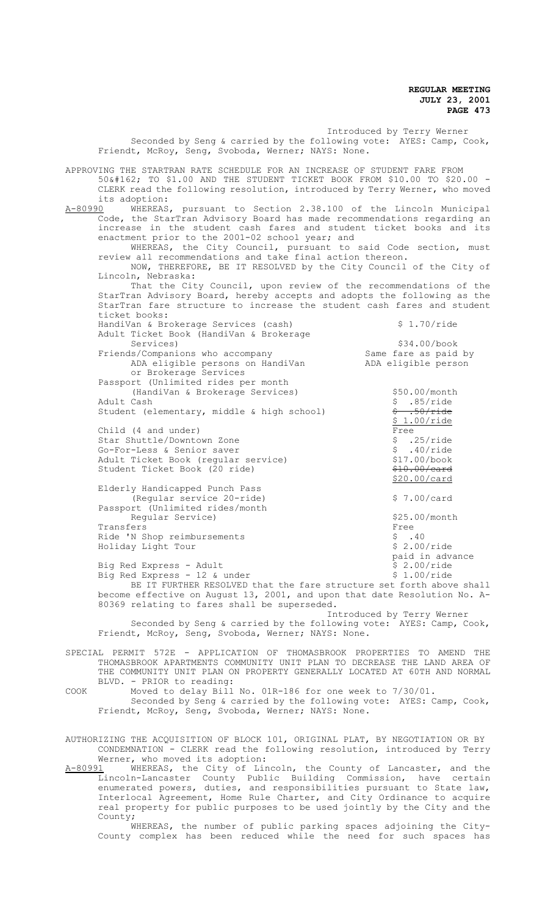Introduced by Terry Werner

Seconded by Seng & carried by the following vote: AYES: Camp, Cook, Friendt, McRoy, Seng, Svoboda, Werner; NAYS: None.

APPROVING THE STARTRAN RATE SCHEDULE FOR AN INCREASE OF STUDENT FARE FROM 50&#162; TO $1.00 AND THE STUDENT TICKET BOOK FROM $10.00 TO $20.00 - CLERK read the following resolution, introduced by Terry Werner, who moved its adoption:

A-80990 WHEREAS, pursuant to Section 2.38.100 of the Lincoln Municipal Code, the StarTran Advisory Board has made recommendations regarding an increase in the student cash fares and student ticket books and its enactment prior to the 2001-02 school year; and

WHEREAS, the City Council, pursuant to said Code section, must review all recommendations and take final action thereon.

NOW, THEREFORE, BE IT RESOLVED by the City Council of the City of Lincoln, Nebraska:

That the City Council, upon review of the recommendations of the StarTran Advisory Board, hereby accepts and adopts the following as the StarTran fare structure to increase the student cash fares and student ticket books:

| | |
|---|---|
| HandiVan & Brokerage Services (cash) | $ 1.70/ride |
| Adult Ticket Book (HandiVan & Brokerage Services) | $34.00/book |
| Friends/Companions who accompany ADA eligible persons on HandiVan or Brokerage Services | Same fare as paid by ADA eligible person |
| Passport (Unlimited rides per month (HandiVan & Brokerage Services) | $50.00/month |
| Adult Cash | $ .85/ride |
| Student (elementary, middle & high school) | ~~$ .50/ride~~ <br> $ 1.00/ride |
| Child (4 and under) | Free |
| Star Shuttle/Downtown Zone | $ .25/ride |
| Go-For-Less & Senior saver | $ .40/ride |
| Adult Ticket Book (regular service) | $17.00/book |
| Student Ticket Book (20 ride) | ~~$10.00/card~~ <br> $20.00/card |
| Elderly Handicapped Punch Pass (Regular service 20-ride) | $ 7.00/card |
| Passport (Unlimited rides/month Regular Service) | $25.00/month |
| Transfers | Free |
| Ride 'N Shop reimbursements | $ .40 |
| Holiday Light Tour | $ 2.00/ride paid in advance |
| Big Red Express - Adult | $ 2.00/ride |
| Big Red Express - 12 & under | $ 1.00/ride |

BE IT FURTHER RESOLVED that the fare structure set forth above shall become effective on August 13, 2001, and upon that date Resolution No. A-80369 relating to fares shall be superseded.

Introduced by Terry Werner

Seconded by Seng & carried by the following vote: AYES: Camp, Cook, Friendt, McRoy, Seng, Svoboda, Werner; NAYS: None.

SPECIAL PERMIT 572E - APPLICATION OF THOMASBROOK PROPERTIES TO AMEND THE THOMASBROOK APARTMENTS COMMUNITY UNIT PLAN TO DECREASE THE LAND AREA OF THE COMMUNITY UNIT PLAN ON PROPERTY GENERALLY LOCATED AT 60TH AND NORMAL BLVD. - PRIOR to reading:

COOK Moved to delay Bill No. 01R-186 for one week to 7/30/01.

Seconded by Seng & carried by the following vote: AYES: Camp, Cook, Friendt, McRoy, Seng, Svoboda, Werner; NAYS: None.

AUTHORIZING THE ACQUISITION OF BLOCK 101, ORIGINAL PLAT, BY NEGOTIATION OR BY CONDEMNATION - CLERK read the following resolution, introduced by Terry Werner, who moved its adoption:

A-80991 WHEREAS, the City of Lincoln, the County of Lancaster, and the Lincoln-Lancaster County Public Building Commission, have certain enumerated powers, duties, and responsibilities pursuant to State law, Interlocal Agreement, Home Rule Charter, and City Ordinance to acquire real property for public purposes to be used jointly by the City and the County;

WHEREAS, the number of public parking spaces adjoining the City-County complex has been reduced while the need for such spaces has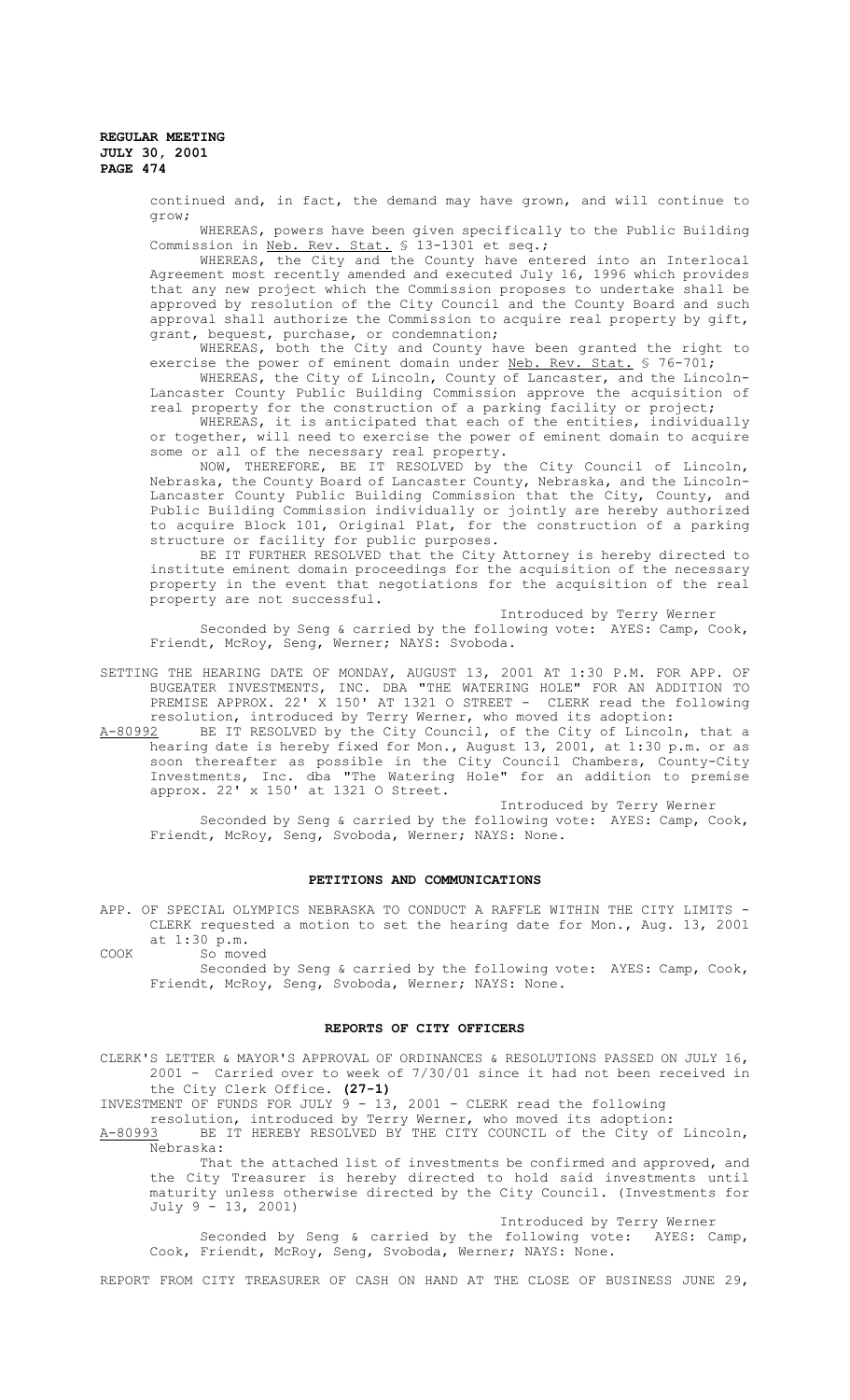continued and, in fact, the demand may have grown, and will continue to grow;

WHEREAS, powers have been given specifically to the Public Building Commission in Neb. Rev. Stat. § 13-1301 et seq.;

WHEREAS, the City and the County have entered into an Interlocal Agreement most recently amended and executed July 16, 1996 which provides that any new project which the Commission proposes to undertake shall be approved by resolution of the City Council and the County Board and such approval shall authorize the Commission to acquire real property by gift, grant, bequest, purchase, or condemnation;

WHEREAS, both the City and County have been granted the right to exercise the power of eminent domain under Neb. Rev. Stat. § 76-701;

WHEREAS, the City of Lincoln, County of Lancaster, and the Lincoln-Lancaster County Public Building Commission approve the acquisition of real property for the construction of a parking facility or project;

WHEREAS, it is anticipated that each of the entities, individually or together, will need to exercise the power of eminent domain to acquire some or all of the necessary real property.

NOW, THEREFORE, BE IT RESOLVED by the City Council of Lincoln, Nebraska, the County Board of Lancaster County, Nebraska, and the Lincoln-Lancaster County Public Building Commission that the City, County, and Public Building Commission individually or jointly are hereby authorized to acquire Block 101, Original Plat, for the construction of a parking structure or facility for public purposes.

BE IT FURTHER RESOLVED that the City Attorney is hereby directed to institute eminent domain proceedings for the acquisition of the necessary property in the event that negotiations for the acquisition of the real property are not successful.

Introduced by Terry Werner

Seconded by Seng & carried by the following vote: AYES: Camp, Cook, Friendt, McRoy, Seng, Werner; NAYS: Svoboda.

SETTING THE HEARING DATE OF MONDAY, AUGUST 13, 2001 AT 1:30 P.M. FOR APP. OF BUGEATER INVESTMENTS, INC. DBA "THE WATERING HOLE" FOR AN ADDITION TO PREMISE APPROX. 22' X 150' AT 1321 O STREET - CLERK read the following resolution, introduced by Terry Werner, who moved its adoption:

A-80992 BE IT RESOLVED by the City Council, of the City of Lincoln, that a hearing date is hereby fixed for Mon., August 13, 2001, at 1:30 p.m. or as soon thereafter as possible in the City Council Chambers, County-City Investments, Inc. dba "The Watering Hole" for an addition to premise approx. 22' x 150' at 1321 O Street.

Introduced by Terry Werner

Seconded by Seng & carried by the following vote: AYES: Camp, Cook, Friendt, McRoy, Seng, Svoboda, Werner; NAYS: None.

## PETITIONS AND COMMUNICATIONS

APP. OF SPECIAL OLYMPICS NEBRASKA TO CONDUCT A RAFFLE WITHIN THE CITY LIMITS - CLERK requested a motion to set the hearing date for Mon., Aug. 13, 2001 at 1:30 p.m.

COOK So moved

Seconded by Seng & carried by the following vote: AYES: Camp, Cook, Friendt, McRoy, Seng, Svoboda, Werner; NAYS: None.

## REPORTS OF CITY OFFICERS

CLERK'S LETTER & MAYOR'S APPROVAL OF ORDINANCES & RESOLUTIONS PASSED ON JULY 16, 2001 - Carried over to week of 7/30/01 since it had not been received in the City Clerk Office. **(27-1)**

INVESTMENT OF FUNDS FOR JULY 9 - 13, 2001 - CLERK read the following resolution, introduced by Terry Werner, who moved its adoption:

A-80993 BE IT HEREBY RESOLVED BY THE CITY COUNCIL of the City of Lincoln, Nebraska:

That the attached list of investments be confirmed and approved, and the City Treasurer is hereby directed to hold said investments until maturity unless otherwise directed by the City Council. (Investments for July 9 - 13, 2001)

Introduced by Terry Werner

Seconded by Seng & carried by the following vote: AYES: Camp, Cook, Friendt, McRoy, Seng, Svoboda, Werner; NAYS: None.

REPORT FROM CITY TREASURER OF CASH ON HAND AT THE CLOSE OF BUSINESS JUNE 29,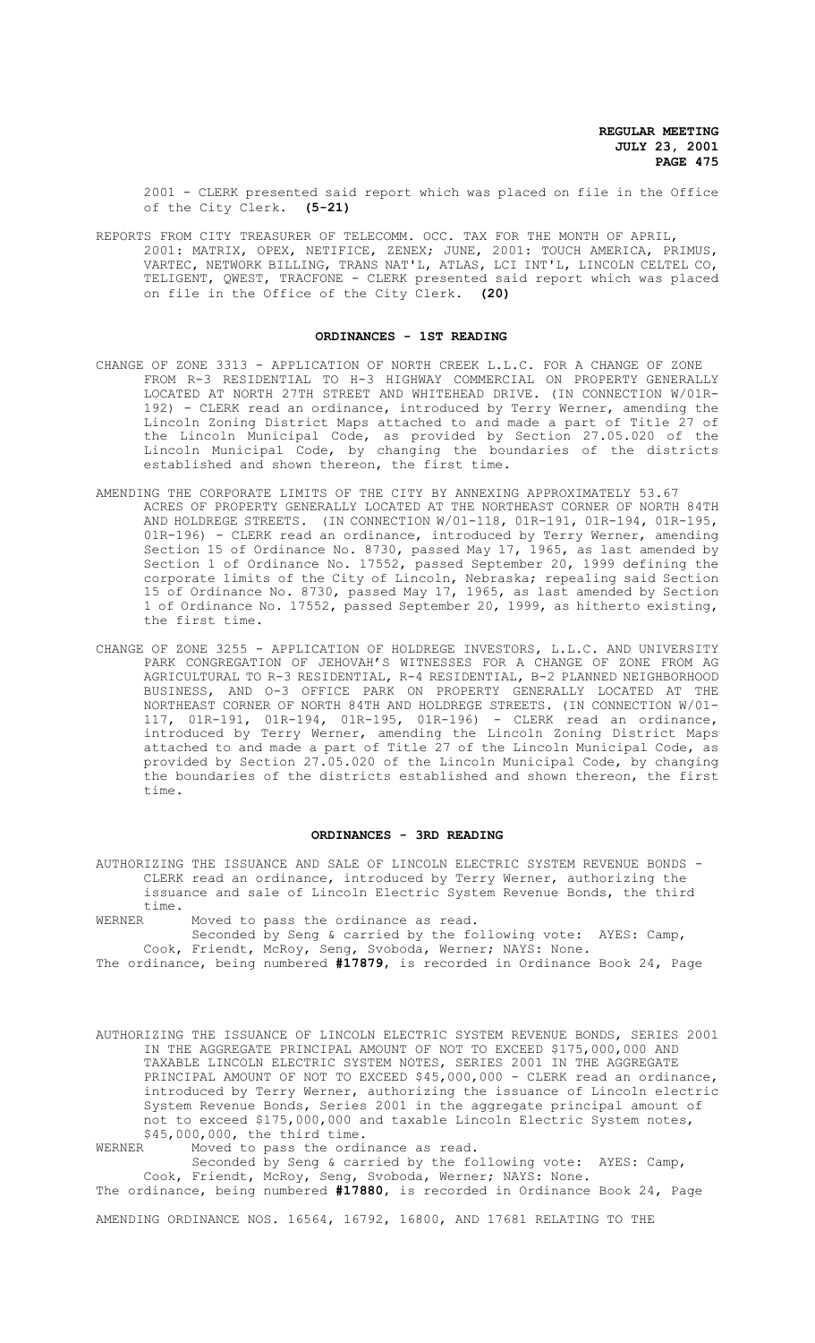2001 - CLERK presented said report which was placed on file in the Office of the City Clerk. **(5-21)**

REPORTS FROM CITY TREASURER OF TELECOMM. OCC. TAX FOR THE MONTH OF APRIL, 2001: MATRIX, OPEX, NETIFICE, ZENEX; JUNE, 2001: TOUCH AMERICA, PRIMUS, VARTEC, NETWORK BILLING, TRANS NAT'L, ATLAS, LCI INT'L, LINCOLN CELTEL CO, TELIGENT, QWEST, TRACFONE - CLERK presented said report which was placed on file in the Office of the City Clerk. **(20)**

## ORDINANCES - 1ST READING

CHANGE OF ZONE 3313 - APPLICATION OF NORTH CREEK L.L.C. FOR A CHANGE OF ZONE FROM R-3 RESIDENTIAL TO H-3 HIGHWAY COMMERCIAL ON PROPERTY GENERALLY LOCATED AT NORTH 27TH STREET AND WHITEHEAD DRIVE. (IN CONNECTION W/01R-192) - CLERK read an ordinance, introduced by Terry Werner, amending the Lincoln Zoning District Maps attached to and made a part of Title 27 of the Lincoln Municipal Code, as provided by Section 27.05.020 of the Lincoln Municipal Code, by changing the boundaries of the districts established and shown thereon, the first time.

AMENDING THE CORPORATE LIMITS OF THE CITY BY ANNEXING APPROXIMATELY 53.67 ACRES OF PROPERTY GENERALLY LOCATED AT THE NORTHEAST CORNER OF NORTH 84TH AND HOLDREGE STREETS. (IN CONNECTION W/01-118, 01R-191, 01R-194, 01R-195, 01R-196) - CLERK read an ordinance, introduced by Terry Werner, amending Section 15 of Ordinance No. 8730, passed May 17, 1965, as last amended by Section 1 of Ordinance No. 17552, passed September 20, 1999 defining the corporate limits of the City of Lincoln, Nebraska; repealing said Section 15 of Ordinance No. 8730, passed May 17, 1965, as last amended by Section 1 of Ordinance No. 17552, passed September 20, 1999, as hitherto existing, the first time.

CHANGE OF ZONE 3255 - APPLICATION OF HOLDREGE INVESTORS, L.L.C. AND UNIVERSITY PARK CONGREGATION OF JEHOVAH'S WITNESSES FOR A CHANGE OF ZONE FROM AG AGRICULTURAL TO R-3 RESIDENTIAL, R-4 RESIDENTIAL, B-2 PLANNED NEIGHBORHOOD BUSINESS, AND O-3 OFFICE PARK ON PROPERTY GENERALLY LOCATED AT THE NORTHEAST CORNER OF NORTH 84TH AND HOLDREGE STREETS. (IN CONNECTION W/01-117, 01R-191, 01R-194, 01R-195, 01R-196) - CLERK read an ordinance, introduced by Terry Werner, amending the Lincoln Zoning District Maps attached to and made a part of Title 27 of the Lincoln Municipal Code, as provided by Section 27.05.020 of the Lincoln Municipal Code, by changing the boundaries of the districts established and shown thereon, the first time.

## ORDINANCES - 3RD READING

AUTHORIZING THE ISSUANCE AND SALE OF LINCOLN ELECTRIC SYSTEM REVENUE BONDS - CLERK read an ordinance, introduced by Terry Werner, authorizing the issuance and sale of Lincoln Electric System Revenue Bonds, the third time.

WERNER Moved to pass the ordinance as read.

Seconded by Seng & carried by the following vote: AYES: Camp, Cook, Friendt, McRoy, Seng, Svoboda, Werner; NAYS: None.

The ordinance, being numbered **#17879**, is recorded in Ordinance Book 24, Page

AUTHORIZING THE ISSUANCE OF LINCOLN ELECTRIC SYSTEM REVENUE BONDS, SERIES 2001 IN THE AGGREGATE PRINCIPAL AMOUNT OF NOT TO EXCEED $175,000,000 AND TAXABLE LINCOLN ELECTRIC SYSTEM NOTES, SERIES 2001 IN THE AGGREGATE PRINCIPAL AMOUNT OF NOT TO EXCEED $45,000,000 - CLERK read an ordinance, introduced by Terry Werner, authorizing the issuance of Lincoln electric System Revenue Bonds, Series 2001 in the aggregate principal amount of not to exceed $175,000,000 and taxable Lincoln Electric System notes, $45,000,000, the third time.

WERNER Moved to pass the ordinance as read.

Seconded by Seng & carried by the following vote: AYES: Camp, Cook, Friendt, McRoy, Seng, Svoboda, Werner; NAYS: None.

The ordinance, being numbered **#17880**, is recorded in Ordinance Book 24, Page

AMENDING ORDINANCE NOS. 16564, 16792, 16800, AND 17681 RELATING TO THE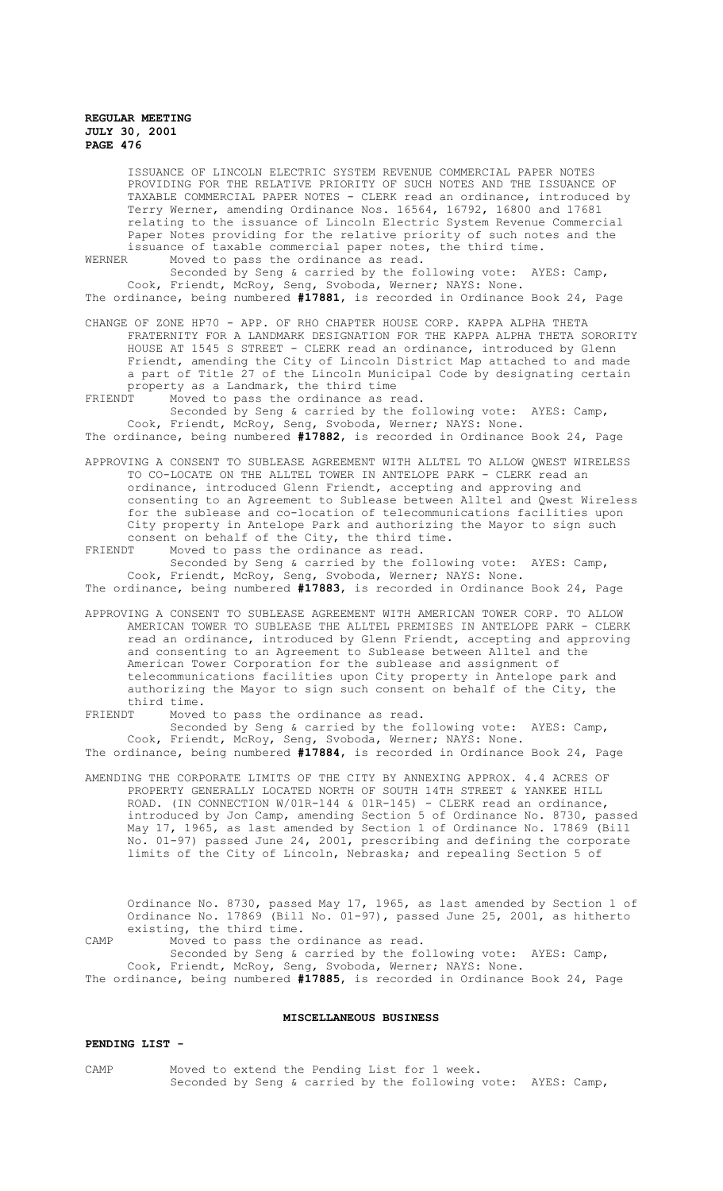ISSUANCE OF LINCOLN ELECTRIC SYSTEM REVENUE COMMERCIAL PAPER NOTES PROVIDING FOR THE RELATIVE PRIORITY OF SUCH NOTES AND THE ISSUANCE OF TAXABLE COMMERCIAL PAPER NOTES - CLERK read an ordinance, introduced by Terry Werner, amending Ordinance Nos. 16564, 16792, 16800 and 17681 relating to the issuance of Lincoln Electric System Revenue Commercial Paper Notes providing for the relative priority of such notes and the issuance of taxable commercial paper notes, the third time.

WERNER Moved to pass the ordinance as read.
Seconded by Seng & carried by the following vote: AYES: Camp, Cook, Friendt, McRoy, Seng, Svoboda, Werner; NAYS: None.

The ordinance, being numbered **#17881**, is recorded in Ordinance Book 24, Page

CHANGE OF ZONE HP70 - APP. OF RHO CHAPTER HOUSE CORP. KAPPA ALPHA THETA FRATERNITY FOR A LANDMARK DESIGNATION FOR THE KAPPA ALPHA THETA SORORITY HOUSE AT 1545 S STREET - CLERK read an ordinance, introduced by Glenn Friendt, amending the City of Lincoln District Map attached to and made a part of Title 27 of the Lincoln Municipal Code by designating certain property as a Landmark, the third time

FRIENDT Moved to pass the ordinance as read.
Seconded by Seng & carried by the following vote: AYES: Camp, Cook, Friendt, McRoy, Seng, Svoboda, Werner; NAYS: None.

The ordinance, being numbered **#17882**, is recorded in Ordinance Book 24, Page

APPROVING A CONSENT TO SUBLEASE AGREEMENT WITH ALLTEL TO ALLOW QWEST WIRELESS TO CO-LOCATE ON THE ALLTEL TOWER IN ANTELOPE PARK - CLERK read an ordinance, introduced Glenn Friendt, accepting and approving and consenting to an Agreement to Sublease between Alltel and Qwest Wireless for the sublease and co-location of telecommunications facilities upon City property in Antelope Park and authorizing the Mayor to sign such consent on behalf of the City, the third time.

FRIENDT Moved to pass the ordinance as read.
Seconded by Seng & carried by the following vote: AYES: Camp, Cook, Friendt, McRoy, Seng, Svoboda, Werner; NAYS: None.

The ordinance, being numbered **#17883**, is recorded in Ordinance Book 24, Page

APPROVING A CONSENT TO SUBLEASE AGREEMENT WITH AMERICAN TOWER CORP. TO ALLOW AMERICAN TOWER TO SUBLEASE THE ALLTEL PREMISES IN ANTELOPE PARK - CLERK read an ordinance, introduced by Glenn Friendt, accepting and approving and consenting to an Agreement to Sublease between Alltel and the American Tower Corporation for the sublease and assignment of telecommunications facilities upon City property in Antelope park and authorizing the Mayor to sign such consent on behalf of the City, the third time.

FRIENDT Moved to pass the ordinance as read.
Seconded by Seng & carried by the following vote: AYES: Camp, Cook, Friendt, McRoy, Seng, Svoboda, Werner; NAYS: None.

The ordinance, being numbered **#17884**, is recorded in Ordinance Book 24, Page

AMENDING THE CORPORATE LIMITS OF THE CITY BY ANNEXING APPROX. 4.4 ACRES OF PROPERTY GENERALLY LOCATED NORTH OF SOUTH 14TH STREET & YANKEE HILL ROAD. (IN CONNECTION W/01R-144 & 01R-145) - CLERK read an ordinance, introduced by Jon Camp, amending Section 5 of Ordinance No. 8730, passed May 17, 1965, as last amended by Section 1 of Ordinance No. 17869 (Bill No. 01-97) passed June 24, 2001, prescribing and defining the corporate limits of the City of Lincoln, Nebraska; and repealing Section 5 of Ordinance No. 8730, passed May 17, 1965, as last amended by Section 1 of Ordinance No. 17869 (Bill No. 01-97), passed June 25, 2001, as hitherto existing, the third time.

CAMP Moved to pass the ordinance as read.
Seconded by Seng & carried by the following vote: AYES: Camp, Cook, Friendt, McRoy, Seng, Svoboda, Werner; NAYS: None.

The ordinance, being numbered **#17885**, is recorded in Ordinance Book 24, Page

## MISCELLANEOUS BUSINESS

**PENDING LIST -**

CAMP Moved to extend the Pending List for 1 week.
Seconded by Seng & carried by the following vote: AYES: Camp,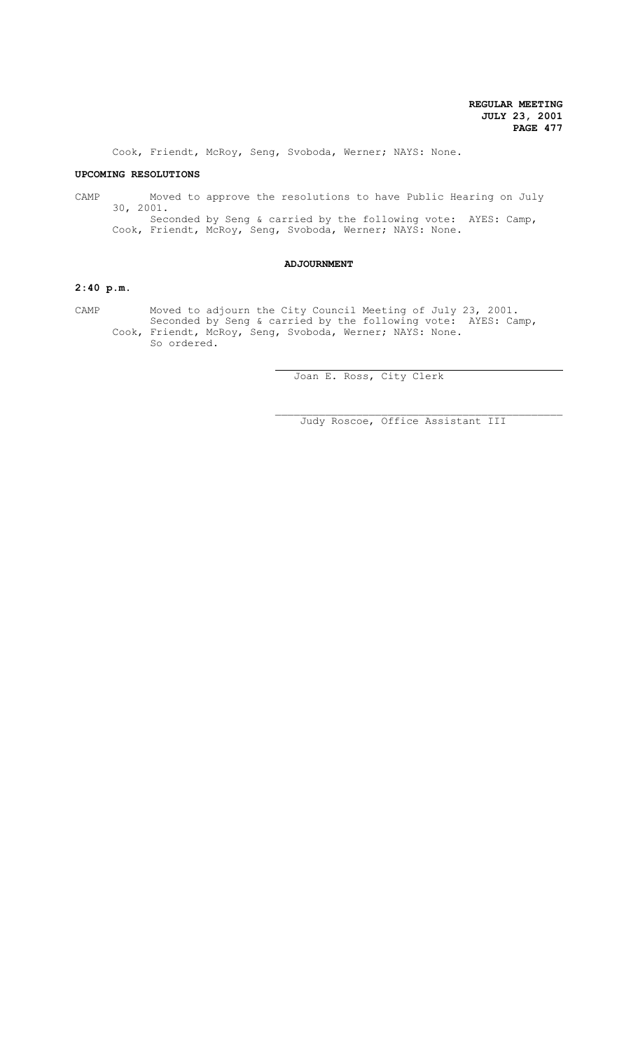Cook, Friendt, McRoy, Seng, Svoboda, Werner; NAYS: None.

**UPCOMING RESOLUTIONS**

CAMP Moved to approve the resolutions to have Public Hearing on July 30, 2001.
Seconded by Seng & carried by the following vote: AYES: Camp, Cook, Friendt, McRoy, Seng, Svoboda, Werner; NAYS: None.

**ADJOURNMENT**

**2:40 p.m.**

CAMP Moved to adjourn the City Council Meeting of July 23, 2001.
Seconded by Seng & carried by the following vote: AYES: Camp, Cook, Friendt, McRoy, Seng, Svoboda, Werner; NAYS: None.
So ordered.

Joan E. Ross, City Clerk

Judy Roscoe, Office Assistant III